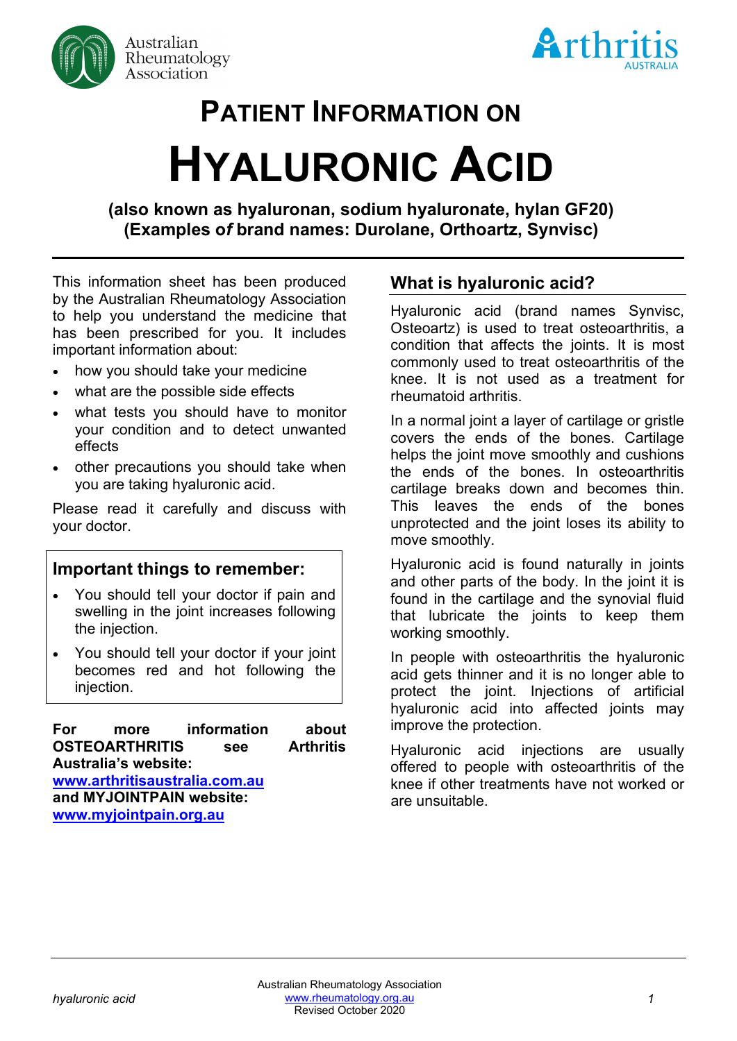# PATIENT INFORMATION ON

# HYALURONIC ACID

**(also known as hyaluronan, sodium hyaluronate, hylan GF20)**
**(Examples *of* brand names: Durolane, Orthoartz, Synvisc)**

This information sheet has been produced by the Australian Rheumatology Association to help you understand the medicine that has been prescribed for you. It includes important information about:

- how you should take your medicine
- what are the possible side effects
- what tests you should have to monitor your condition and to detect unwanted effects
- other precautions you should take when you are taking hyaluronic acid.

Please read it carefully and discuss with your doctor.

### Important things to remember:

- You should tell your doctor if pain and swelling in the joint increases following the injection.
- You should tell your doctor if your joint becomes red and hot following the injection.

**For more information about OSTEOARTHRITIS see Arthritis Australia's website: [www.arthritisaustralia.com.au](http://www.arthritisaustralia.com.au) and MYJOINTPAIN website: [www.myjointpain.org.au](http://www.myjointpain.org.au)**

## What is hyaluronic acid?

Hyaluronic acid (brand names Synvisc, Osteoartz) is used to treat osteoarthritis, a condition that affects the joints. It is most commonly used to treat osteoarthritis of the knee. It is not used as a treatment for rheumatoid arthritis.

In a normal joint a layer of cartilage or gristle covers the ends of the bones. Cartilage helps the joint move smoothly and cushions the ends of the bones. In osteoarthritis cartilage breaks down and becomes thin. This leaves the ends of the bones unprotected and the joint loses its ability to move smoothly.

Hyaluronic acid is found naturally in joints and other parts of the body. In the joint it is found in the cartilage and the synovial fluid that lubricate the joints to keep them working smoothly.

In people with osteoarthritis the hyaluronic acid gets thinner and it is no longer able to protect the joint. Injections of artificial hyaluronic acid into affected joints may improve the protection.

Hyaluronic acid injections are usually offered to people with osteoarthritis of the knee if other treatments have not worked or are unsuitable.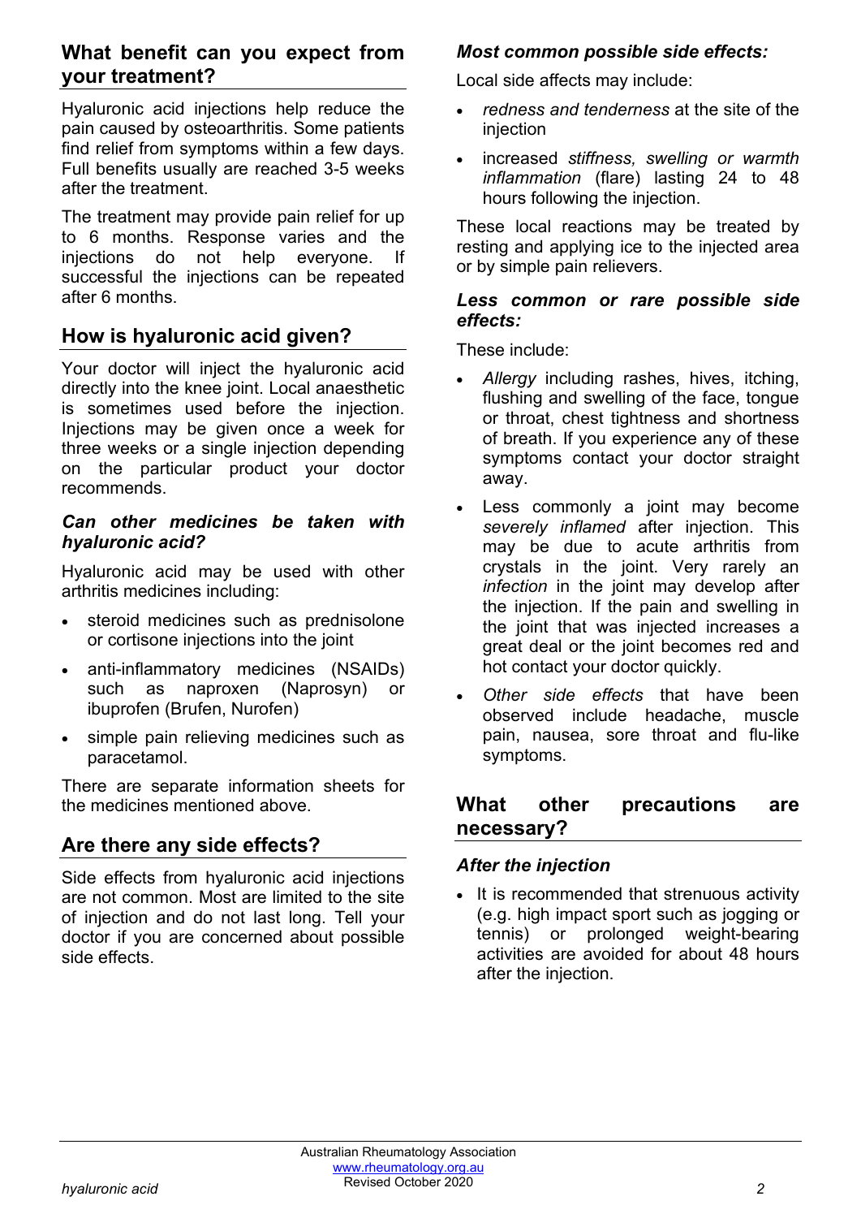## What benefit can you expect from your treatment?

Hyaluronic acid injections help reduce the pain caused by osteoarthritis. Some patients find relief from symptoms within a few days. Full benefits usually are reached 3-5 weeks after the treatment.

The treatment may provide pain relief for up to 6 months. Response varies and the injections do not help everyone. If successful the injections can be repeated after 6 months.

## How is hyaluronic acid given?

Your doctor will inject the hyaluronic acid directly into the knee joint. Local anaesthetic is sometimes used before the injection. Injections may be given once a week for three weeks or a single injection depending on the particular product your doctor recommends.

### *Can other medicines be taken with hyaluronic acid?*

Hyaluronic acid may be used with other arthritis medicines including:

- steroid medicines such as prednisolone or cortisone injections into the joint
- anti-inflammatory medicines (NSAIDs) such as naproxen (Naprosyn) or ibuprofen (Brufen, Nurofen)
- simple pain relieving medicines such as paracetamol.

There are separate information sheets for the medicines mentioned above.

## Are there any side effects?

Side effects from hyaluronic acid injections are not common. Most are limited to the site of injection and do not last long. Tell your doctor if you are concerned about possible side effects.

### *Most common possible side effects:*

Local side affects may include:

- *redness and tenderness* at the site of the injection
- increased *stiffness, swelling or warmth inflammation* (flare) lasting 24 to 48 hours following the injection.

These local reactions may be treated by resting and applying ice to the injected area or by simple pain relievers.

### *Less common or rare possible side effects:*

These include:

- *Allergy* including rashes, hives, itching, flushing and swelling of the face, tongue or throat, chest tightness and shortness of breath. If you experience any of these symptoms contact your doctor straight away.
- Less commonly a joint may become *severely inflamed* after injection. This may be due to acute arthritis from crystals in the joint. Very rarely an *infection* in the joint may develop after the injection. If the pain and swelling in the joint that was injected increases a great deal or the joint becomes red and hot contact your doctor quickly.
- *Other side effects* that have been observed include headache, muscle pain, nausea, sore throat and flu-like symptoms.

## What other precautions are necessary?

### *After the injection*

- It is recommended that strenuous activity (e.g. high impact sport such as jogging or tennis) or prolonged weight-bearing activities are avoided for about 48 hours after the injection.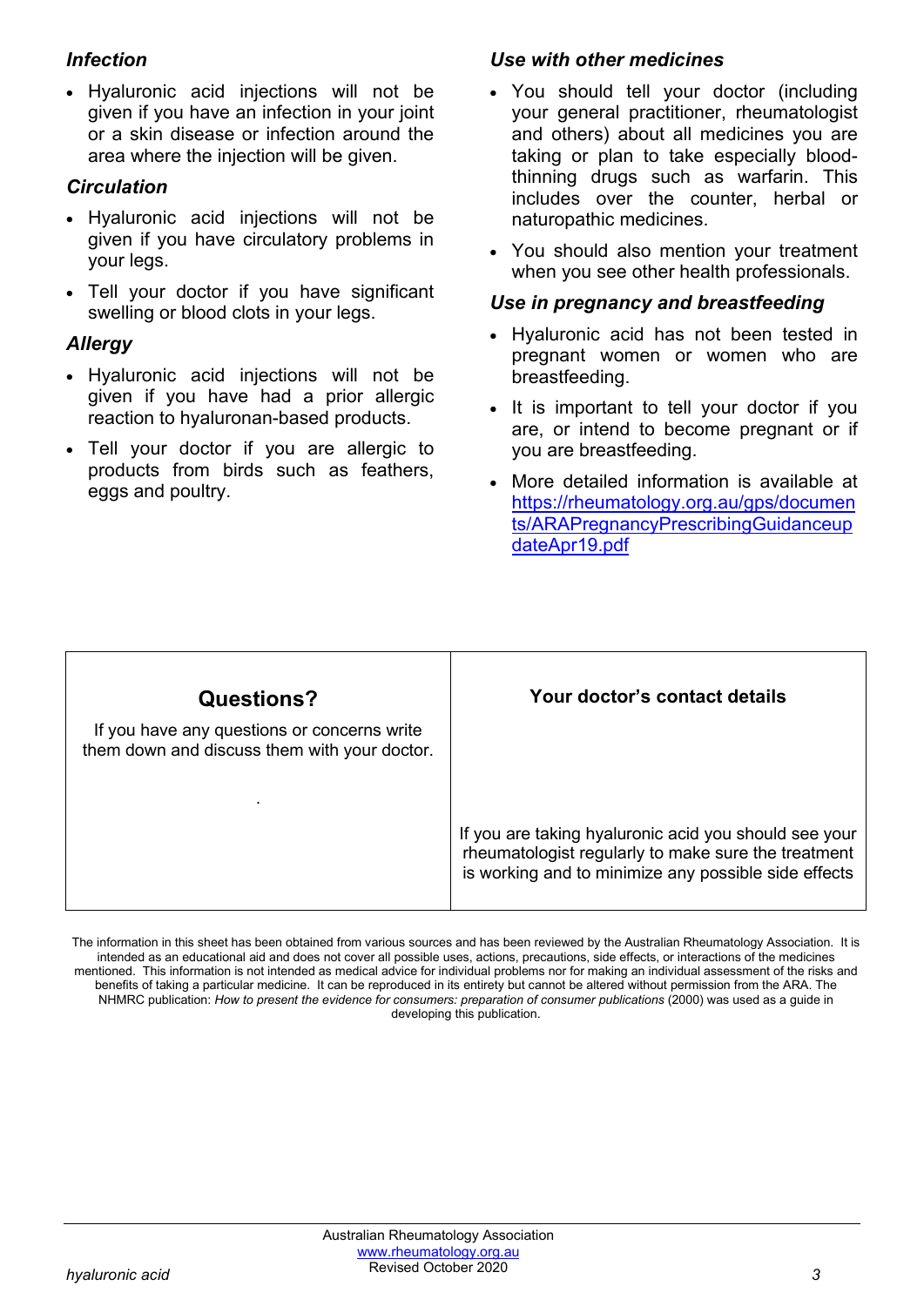### *Infection*

- Hyaluronic acid injections will not be given if you have an infection in your joint or a skin disease or infection around the area where the injection will be given.

### *Circulation*

- Hyaluronic acid injections will not be given if you have circulatory problems in your legs.
- Tell your doctor if you have significant swelling or blood clots in your legs.

### *Allergy*

- Hyaluronic acid injections will not be given if you have had a prior allergic reaction to hyaluronan-based products.
- Tell your doctor if you are allergic to products from birds such as feathers, eggs and poultry.

### *Use with other medicines*

- You should tell your doctor (including your general practitioner, rheumatologist and others) about all medicines you are taking or plan to take especially blood-thinning drugs such as warfarin. This includes over the counter, herbal or naturopathic medicines.
- You should also mention your treatment when you see other health professionals.

### *Use in pregnancy and breastfeeding*

- Hyaluronic acid has not been tested in pregnant women or women who are breastfeeding.
- It is important to tell your doctor if you are, or intend to become pregnant or if you are breastfeeding.
- More detailed information is available at https://rheumatology.org.au/gps/documents/ARAPregnancyPrescribingGuidanceupdateApr19.pdf

| **Questions?** | **Your doctor's contact details** |
|---|---|
| If you have any questions or concerns write them down and discuss them with your doctor. | If you are taking hyaluronic acid you should see your rheumatologist regularly to make sure the treatment is working and to minimize any possible side effects |

The information in this sheet has been obtained from various sources and has been reviewed by the Australian Rheumatology Association. It is intended as an educational aid and does not cover all possible uses, actions, precautions, side effects, or interactions of the medicines mentioned. This information is not intended as medical advice for individual problems nor for making an individual assessment of the risks and benefits of taking a particular medicine. It can be reproduced in its entirety but cannot be altered without permission from the ARA. The NHMRC publication: *How to present the evidence for consumers: preparation of consumer publications* (2000) was used as a guide in developing this publication.